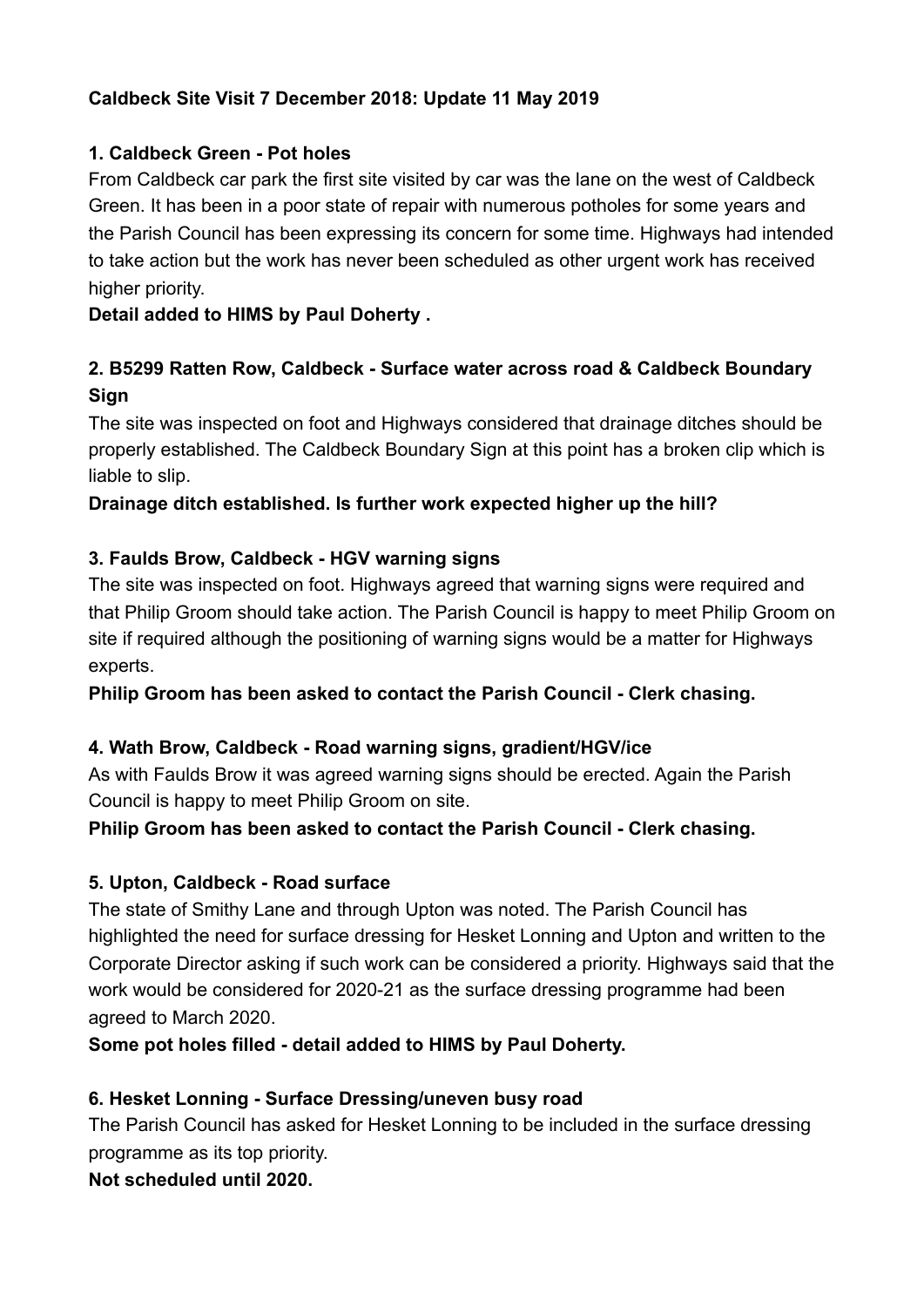**Caldbeck Site Visit 7 December 2018: Update 11 May 2019**

**1. Caldbeck Green - Pot holes**

From Caldbeck car park the first site visited by car was the lane on the west of Caldbeck Green. It has been in a poor state of repair with numerous potholes for some years and the Parish Council has been expressing its concern for some time. Highways had intended to take action but the work has never been scheduled as other urgent work has received higher priority.

**Detail added to HIMS by Paul Doherty .**

**2. B5299 Ratten Row, Caldbeck - Surface water across road & Caldbeck Boundary Sign**

The site was inspected on foot and Highways considered that drainage ditches should be properly established. The Caldbeck Boundary Sign at this point has a broken clip which is liable to slip.

**Drainage ditch established. Is further work expected higher up the hill?**

**3. Faulds Brow, Caldbeck - HGV warning signs**

The site was inspected on foot. Highways agreed that warning signs were required and that Philip Groom should take action. The Parish Council is happy to meet Philip Groom on site if required although the positioning of warning signs would be a matter for Highways experts.

**Philip Groom has been asked to contact the Parish Council - Clerk chasing.**

**4. Wath Brow, Caldbeck - Road warning signs, gradient/HGV/ice**

As with Faulds Brow it was agreed warning signs should be erected. Again the Parish Council is happy to meet Philip Groom on site.

**Philip Groom has been asked to contact the Parish Council - Clerk chasing.**

**5. Upton, Caldbeck - Road surface**

The state of Smithy Lane and through Upton was noted. The Parish Council has highlighted the need for surface dressing for Hesket Lonning and Upton and written to the Corporate Director asking if such work can be considered a priority. Highways said that the work would be considered for 2020-21 as the surface dressing programme had been agreed to March 2020.

**Some pot holes filled - detail added to HIMS by Paul Doherty.**

**6. Hesket Lonning - Surface Dressing/uneven busy road**

The Parish Council has asked for Hesket Lonning to be included in the surface dressing programme as its top priority.

**Not scheduled until 2020.**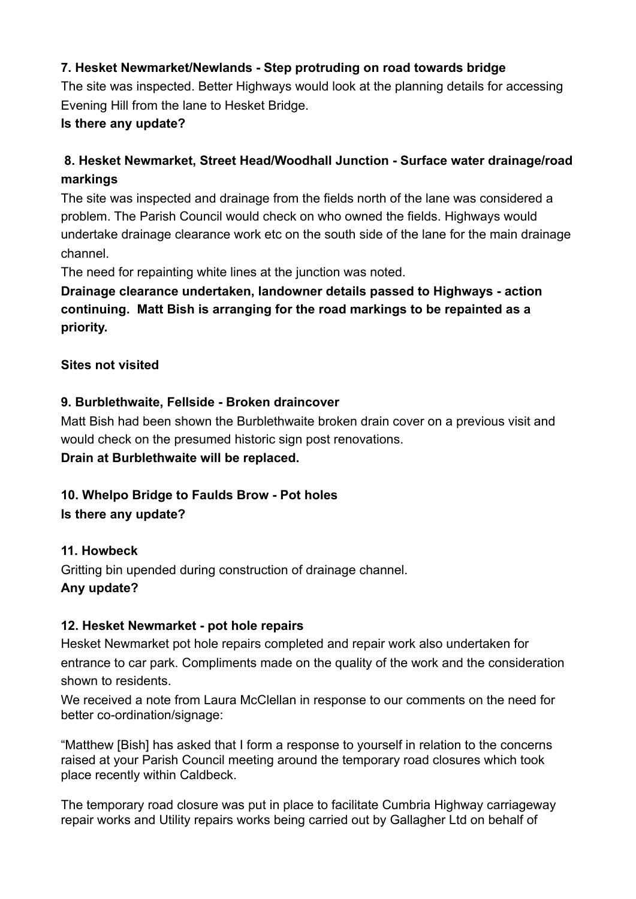**7. Hesket Newmarket/Newlands - Step protruding on road towards bridge**

The site was inspected. Better Highways would look at the planning details for accessing Evening Hill from the lane to Hesket Bridge.

**Is there any update?**

**8. Hesket Newmarket, Street Head/Woodhall Junction - Surface water drainage/road markings**

The site was inspected and drainage from the fields north of the lane was considered a problem. The Parish Council would check on who owned the fields. Highways would undertake drainage clearance work etc on the south side of the lane for the main drainage channel.

The need for repainting white lines at the junction was noted.

**Drainage clearance undertaken, landowner details passed to Highways - action continuing. Matt Bish is arranging for the road markings to be repainted as a priority.**

**Sites not visited**

**9. Burblethwaite, Fellside - Broken draincover**

Matt Bish had been shown the Burblethwaite broken drain cover on a previous visit and would check on the presumed historic sign post renovations.

**Drain at Burblethwaite will be replaced.**

**10. Whelpo Bridge to Faulds Brow - Pot holes**

**Is there any update?**

**11. Howbeck**

Gritting bin upended during construction of drainage channel.

**Any update?**

**12. Hesket Newmarket - pot hole repairs**

Hesket Newmarket pot hole repairs completed and repair work also undertaken for entrance to car park. Compliments made on the quality of the work and the consideration shown to residents.

We received a note from Laura McClellan in response to our comments on the need for better co-ordination/signage:

"Matthew [Bish] has asked that I form a response to yourself in relation to the concerns raised at your Parish Council meeting around the temporary road closures which took place recently within Caldbeck.

The temporary road closure was put in place to facilitate Cumbria Highway carriageway repair works and Utility repairs works being carried out by Gallagher Ltd on behalf of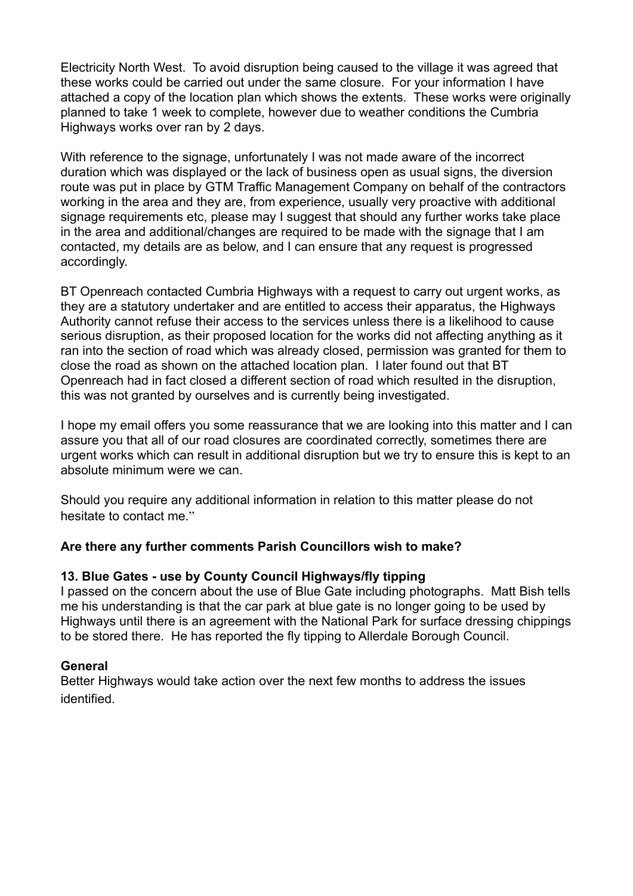Electricity North West. To avoid disruption being caused to the village it was agreed that these works could be carried out under the same closure. For your information I have attached a copy of the location plan which shows the extents. These works were originally planned to take 1 week to complete, however due to weather conditions the Cumbria Highways works over ran by 2 days.

With reference to the signage, unfortunately I was not made aware of the incorrect duration which was displayed or the lack of business open as usual signs, the diversion route was put in place by GTM Traffic Management Company on behalf of the contractors working in the area and they are, from experience, usually very proactive with additional signage requirements etc, please may I suggest that should any further works take place in the area and additional/changes are required to be made with the signage that I am contacted, my details are as below, and I can ensure that any request is progressed accordingly.

BT Openreach contacted Cumbria Highways with a request to carry out urgent works, as they are a statutory undertaker and are entitled to access their apparatus, the Highways Authority cannot refuse their access to the services unless there is a likelihood to cause serious disruption, as their proposed location for the works did not affecting anything as it ran into the section of road which was already closed, permission was granted for them to close the road as shown on the attached location plan. I later found out that BT Openreach had in fact closed a different section of road which resulted in the disruption, this was not granted by ourselves and is currently being investigated.

I hope my email offers you some reassurance that we are looking into this matter and I can assure you that all of our road closures are coordinated correctly, sometimes there are urgent works which can result in additional disruption but we try to ensure this is kept to an absolute minimum were we can.

Should you require any additional information in relation to this matter please do not hesitate to contact me."

**Are there any further comments Parish Councillors wish to make?**

**13. Blue Gates - use by County Council Highways/fly tipping**

I passed on the concern about the use of Blue Gate including photographs. Matt Bish tells me his understanding is that the car park at blue gate is no longer going to be used by Highways until there is an agreement with the National Park for surface dressing chippings to be stored there. He has reported the fly tipping to Allerdale Borough Council.

**General**

Better Highways would take action over the next few months to address the issues identified.